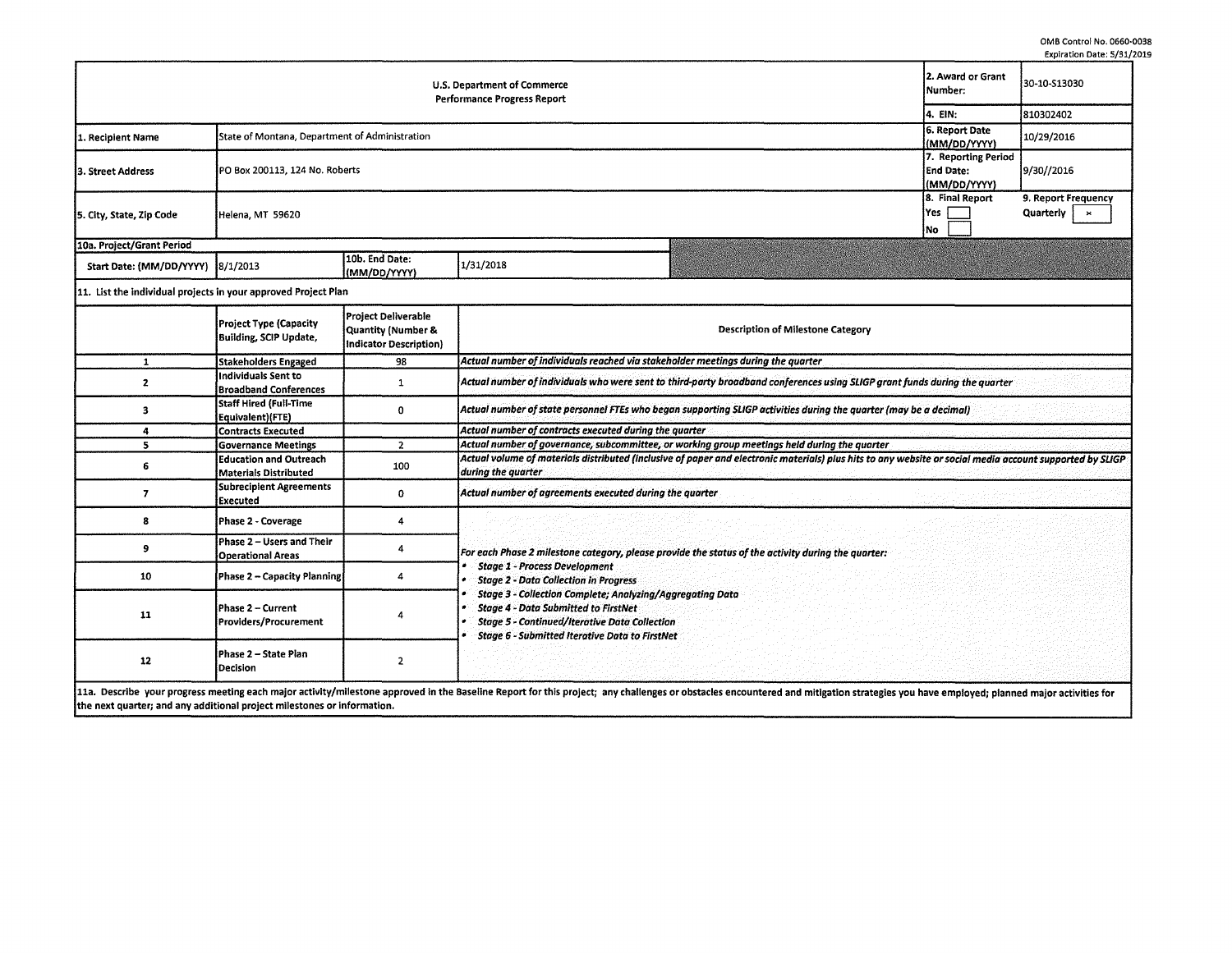OMB Control No. 0660-0038
Expiration Date: 5/31/2019

| U.S. Department of Commerce Performance Progress Report | | | 2. Award or Grant Number: | 30-10-S13030 |
|---|---|---|---|---|
| | | | 4. EIN: | 810302402 |
| 1. Recipient Name | State of Montana, Department of Administration | | 6. Report Date (MM/DD/YYYY) | 10/29/2016 |
| 3. Street Address | PO Box 200113, 124 No. Roberts | | 7. Reporting Period End Date: (MM/DD/YYYY) | 9/30//2016 |
| 5. City, State, Zip Code | Helena, MT 59620 | | 8. Final Report Yes [ ] No [ ] | 9. Report Frequency Quarterly [x] |
| 10a. Project/Grant Period | | | | |
| Start Date: (MM/DD/YYYY) | 8/1/2013 | 10b. End Date: (MM/DD/YYYY) | 1/31/2018 | |

11. List the individual projects in your approved Project Plan

| | Project Type (Capacity Building, SCIP Update, | Project Deliverable Quantity (Number & Indicator Description) | Description of Milestone Category |
|---|---|---|---|
| 1 | Stakeholders Engaged | 98 | *Actual number of individuals reached via stakeholder meetings during the quarter* |
| 2 | Individuals Sent to Broadband Conferences | 1 | *Actual number of individuals who were sent to third-party broadband conferences using SLIGP grant funds during the quarter* |
| 3 | Staff Hired (Full-Time Equivalent)(FTE) | 0 | *Actual number of state personnel FTEs who began supporting SLIGP activities during the quarter (may be a decimal)* |
| 4 | Contracts Executed | | *Actual number of contracts executed during the quarter* |
| 5 | Governance Meetings | 2 | *Actual number of governance, subcommittee, or working group meetings held during the quarter* |
| 6 | Education and Outreach Materials Distributed | 100 | *Actual volume of materials distributed (inclusive of paper and electronic materials) plus hits to any website or social media account supported by SLIGP during the quarter* |
| 7 | Subrecipient Agreements Executed | 0 | *Actual number of agreements executed during the quarter* |
| 8 | Phase 2 - Coverage | 4 | *For each Phase 2 milestone category, please provide the status of the activity during the quarter:* <br> • *Stage 1 - Process Development* <br> • *Stage 2 - Data Collection in Progress* <br> • *Stage 3 - Collection Complete; Analyzing/Aggregating Data* <br> • *Stage 4 - Data Submitted to FirstNet* <br> • *Stage 5 - Continued/Iterative Data Collection* <br> • *Stage 6 - Submitted Iterative Data to FirstNet* |
| 9 | Phase 2 – Users and Their Operational Areas | 4 | |
| 10 | Phase 2 – Capacity Planning | 4 | |
| 11 | Phase 2 – Current Providers/Procurement | 4 | |
| 12 | Phase 2 – State Plan Decision | 2 | |

11a. Describe your progress meeting each major activity/milestone approved in the Baseline Report for this project; any challenges or obstacles encountered and mitigation strategies you have employed; planned major activities for the next quarter; and any additional project milestones or information.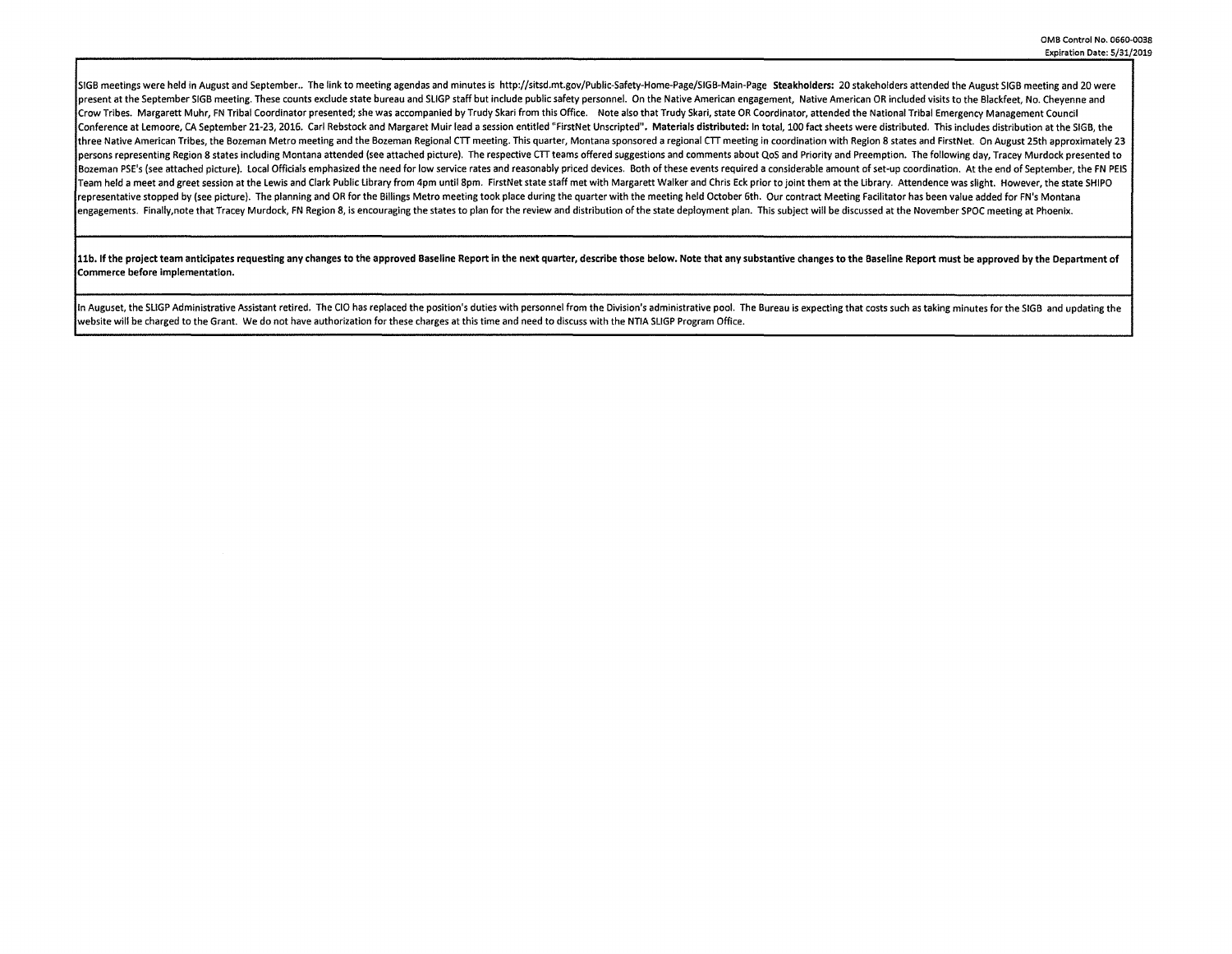SIGB meetings were held in August and September.. The link to meeting agendas and minutes is http://sitsd.mt.gov/Public-Safety-Home-Page/SIGB-Main-Page **Steakholders:** 20 stakeholders attended the August SIGB meeting and 20 were present at the September SIGB meeting. These counts exclude state bureau and SLIGP staff but include public safety personnel. On the Native American engagement, Native American OR included visits to the Blackfeet, No. Cheyenne and Crow Tribes. Margarett Muhr, FN Tribal Coordinator presented; she was accompanied by Trudy Skari from this Office. Note also that Trudy Skari, state OR Coordinator, attended the National Tribal Emergency Management Council Conference at Lemoore, CA September 21-23, 2016. Carl Rebstock and Margaret Muir lead a session entitled "FirstNet Unscripted". **Materials distributed:** In total, 100 fact sheets were distributed. This includes distribution at the SIGB, the three Native American Tribes, the Bozeman Metro meeting and the Bozeman Regional CTT meeting. This quarter, Montana sponsored a regional CTT meeting in coordination with Region 8 states and FirstNet. On August 25th approximately 23 persons representing Region 8 states including Montana attended (see attached picture). The respective CTT teams offered suggestions and comments about QoS and Priority and Preemption. The following day, Tracey Murdock presented to Bozeman PSE's (see attached picture). Local Officials emphasized the need for low service rates and reasonably priced devices. Both of these events required a considerable amount of set-up coordination. At the end of September, the FN PEIS Team held a meet and greet session at the Lewis and Clark Public Library from 4pm until 8pm. FirstNet state staff met with Margarett Walker and Chris Eck prior to joint them at the Library. Attendence was slight. However, the state SHIPO representative stopped by (see picture). The planning and OR for the Billings Metro meeting took place during the quarter with the meeting held October 6th. Our contract Meeting Facilitator has been value added for FN's Montana engagements. Finally,note that Tracey Murdock, FN Region 8, is encouraging the states to plan for the review and distribution of the state deployment plan. This subject will be discussed at the November SPOC meeting at Phoenix.

**11b. If the project team anticipates requesting any changes to the approved Baseline Report in the next quarter, describe those below. Note that any substantive changes to the Baseline Report must be approved by the Department of Commerce before implementation.**

In Auguset, the SLIGP Administrative Assistant retired. The CIO has replaced the position's duties with personnel from the Division's administrative pool. The Bureau is expecting that costs such as taking minutes for the SIGB and updating the website will be charged to the Grant. We do not have authorization for these charges at this time and need to discuss with the NTIA SLIGP Program Office.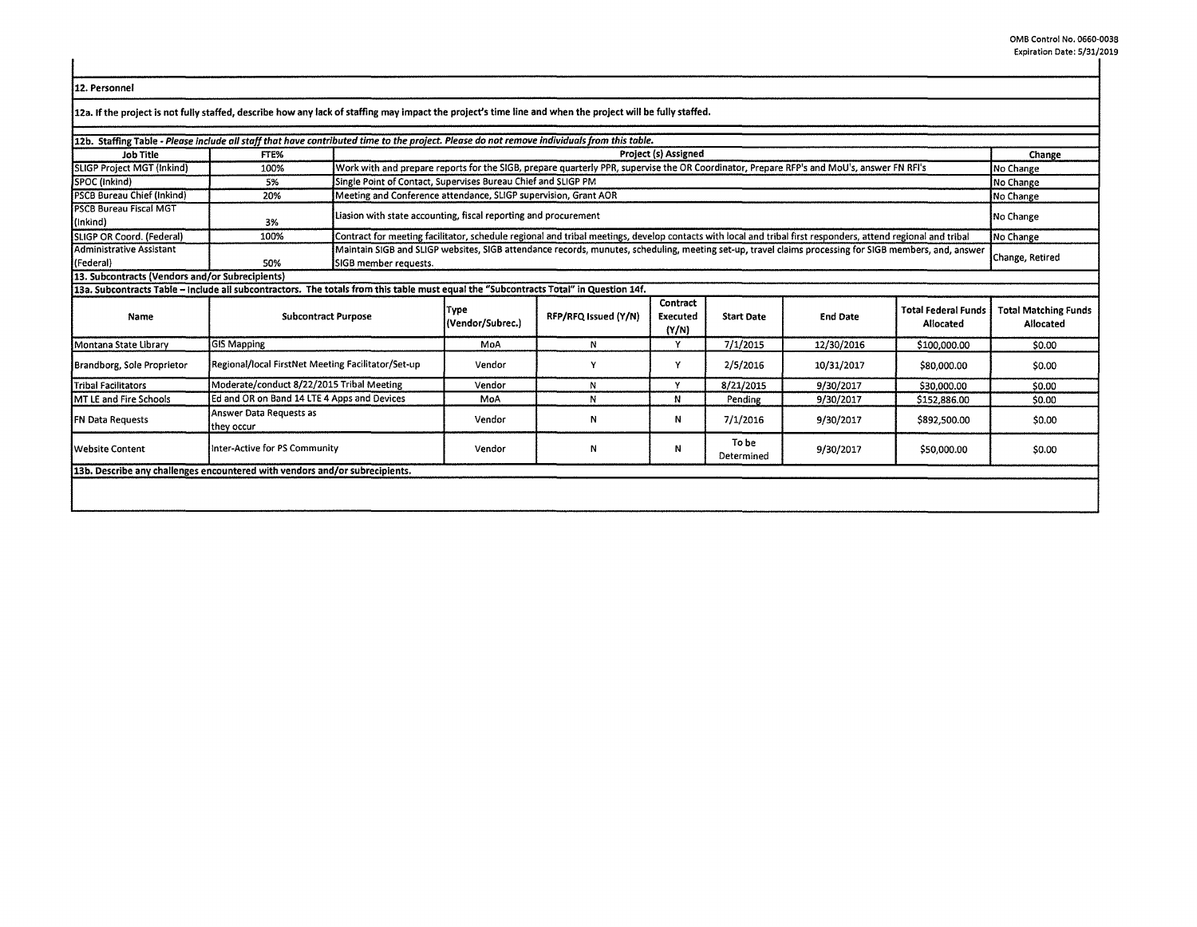OMB Control No. 0660-0038
Expiration Date: 5/31/2019

## 12. Personnel

**12a. If the project is not fully staffed, describe how any lack of staffing may impact the project's time line and when the project will be fully staffed.**

**12b. Staffing Table** - *Please include all staff that have contributed time to the project. Please do not remove individuals from this table.*

| Job Title | FTE% | Project (s) Assigned | Change |
|---|---|---|---|
| SLIGP Project MGT (Inkind) | 100% | Work with and prepare reports for the SIGB, prepare quarterly PPR, supervise the OR Coordinator, Prepare RFP's and MoU's, answer FN RFI's | No Change |
| SPOC (Inkind) | 5% | Single Point of Contact, Supervises Bureau Chief and SLIGP PM | No Change |
| PSCB Bureau Chief (Inkind) | 20% | Meeting and Conference attendance, SLIGP supervision, Grant AOR | No Change |
| PSCB Bureau Fiscal MGT (Inkind) | 3% | Liasion with state accounting, fiscal reporting and procurement | No Change |
| SLIGP OR Coord. (Federal) | 100% | Contract for meeting facilitator, schedule regional and tribal meetings, develop contacts with local and tribal first responders, attend regional and tribal | No Change |
| Administrative Assistant (Federal) | 50% | Maintain SIGB and SLIGP websites, SIGB attendance records, munutes, scheduling, meeting set-up, travel claims processing for SIGB members, and, answer SIGB member requests. | Change, Retired |

## 13. Subcontracts (Vendors and/or Subrecipients)

**13a. Subcontracts Table – Include all subcontractors. The totals from this table must equal the "Subcontracts Total" in Question 14f.**

| Name | Subcontract Purpose | Type (Vendor/Subrec.) | RFP/RFQ Issued (Y/N) | Contract Executed (Y/N) | Start Date | End Date | Total Federal Funds Allocated | Total Matching Funds Allocated |
|---|---|---|---|---|---|---|---|---|
| Montana State Library | GIS Mapping | MoA | N | Y | 7/1/2015 | 12/30/2016 | $100,000.00 | $0.00 |
| Brandborg, Sole Proprietor | Regional/local FirstNet Meeting Facilitator/Set-up | Vendor | Y | Y | 2/5/2016 | 10/31/2017 | $80,000.00 | $0.00 |
| Tribal Facilitators | Moderate/conduct 8/22/2015 Tribal Meeting | Vendor | N | Y | 8/21/2015 | 9/30/2017 | $30,000.00 | $0.00 |
| MT LE and Fire Schools | Ed and OR on Band 14 LTE 4 Apps and Devices | MoA | N | N | Pending | 9/30/2017 | $152,886.00 | $0.00 |
| FN Data Requests | Answer Data Requests as they occur | Vendor | N | N | 7/1/2016 | 9/30/2017 | $892,500.00 | $0.00 |
| Website Content | Inter-Active for PS Community | Vendor | N | N | To be Determined | 9/30/2017 | $50,000.00 | $0.00 |

**13b. Describe any challenges encountered with vendors and/or subrecipients.**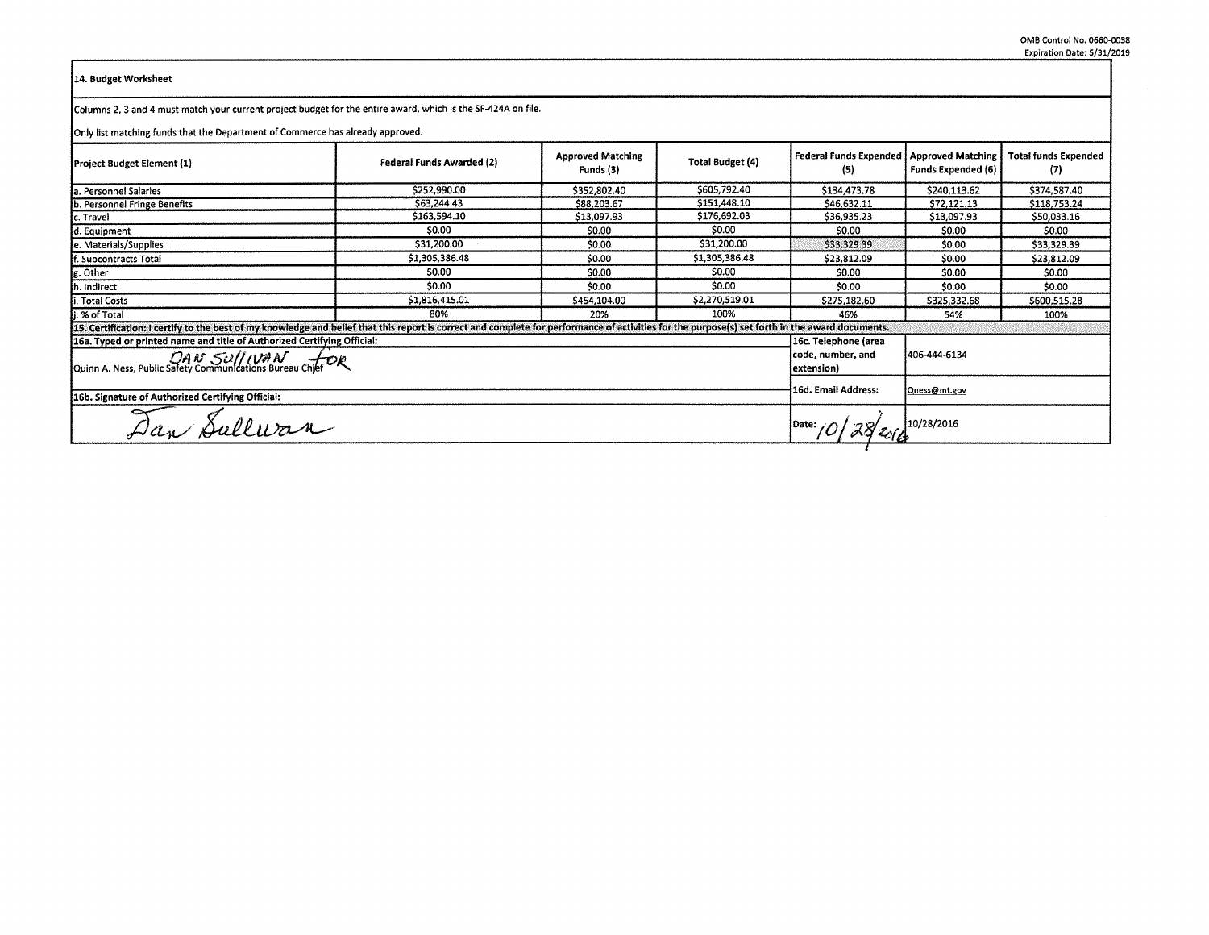OMB Control No. 0660-0038
Expiration Date: 5/31/2019

**14. Budget Worksheet**

Columns 2, 3 and 4 must match your current project budget for the entire award, which is the SF-424A on file.

Only list matching funds that the Department of Commerce has already approved.

| Project Budget Element (1) | Federal Funds Awarded (2) | Approved Matching Funds (3) | Total Budget (4) | Federal Funds Expended (5) | Approved Matching Funds Expended (6) | Total funds Expended (7) |
|---|---|---|---|---|---|---|
| a. Personnel Salaries | $252,990.00 | $352,802.40 | $605,792.40 | $134,473.78 | $240,113.62 | $374,587.40 |
| b. Personnel Fringe Benefits | $63,244.43 | $88,203.67 | $151,448.10 | $46,632.11 | $72,121.13 | $118,753.24 |
| c. Travel | $163,594.10 | $13,097.93 | $176,692.03 | $36,935.23 | $13,097.93 | $50,033.16 |
| d. Equipment | $0.00 | $0.00 | $0.00 | $0.00 | $0.00 | $0.00 |
| e. Materials/Supplies | $31,200.00 | $0.00 | $31,200.00 | $33,329.39 | $0.00 | $33,329.39 |
| f. Subcontracts Total | $1,305,386.48 | $0.00 | $1,305,386.48 | $23,812.09 | $0.00 | $23,812.09 |
| g. Other | $0.00 | $0.00 | $0.00 | $0.00 | $0.00 | $0.00 |
| h. Indirect | $0.00 | $0.00 | $0.00 | $0.00 | $0.00 | $0.00 |
| i. Total Costs | $1,816,415.01 | $454,104.00 | $2,270,519.01 | $275,182.60 | $325,332.68 | $600,515.28 |
| j. % of Total | 80% | 20% | 100% | 46% | 54% | 100% |

**15. Certification:** I certify to the best of my knowledge and belief that this report is correct and complete for performance of activities for the purpose(s) set forth in the award documents.

| | | |
|---|---|---|
| **16a. Typed or printed name and title of Authorized Certifying Official:** DAN SULLIVAN FOR Quinn A. Ness, Public Safety Communications Bureau Chief | **16c. Telephone (area code, number, and extension)** | 406-444-6134 |
| **16b. Signature of Authorized Certifying Official:** | **16d. Email Address:** | Qness@mt.gov |
| Dan Sullivan | Date: 10/28/2016 | 10/28/2016 |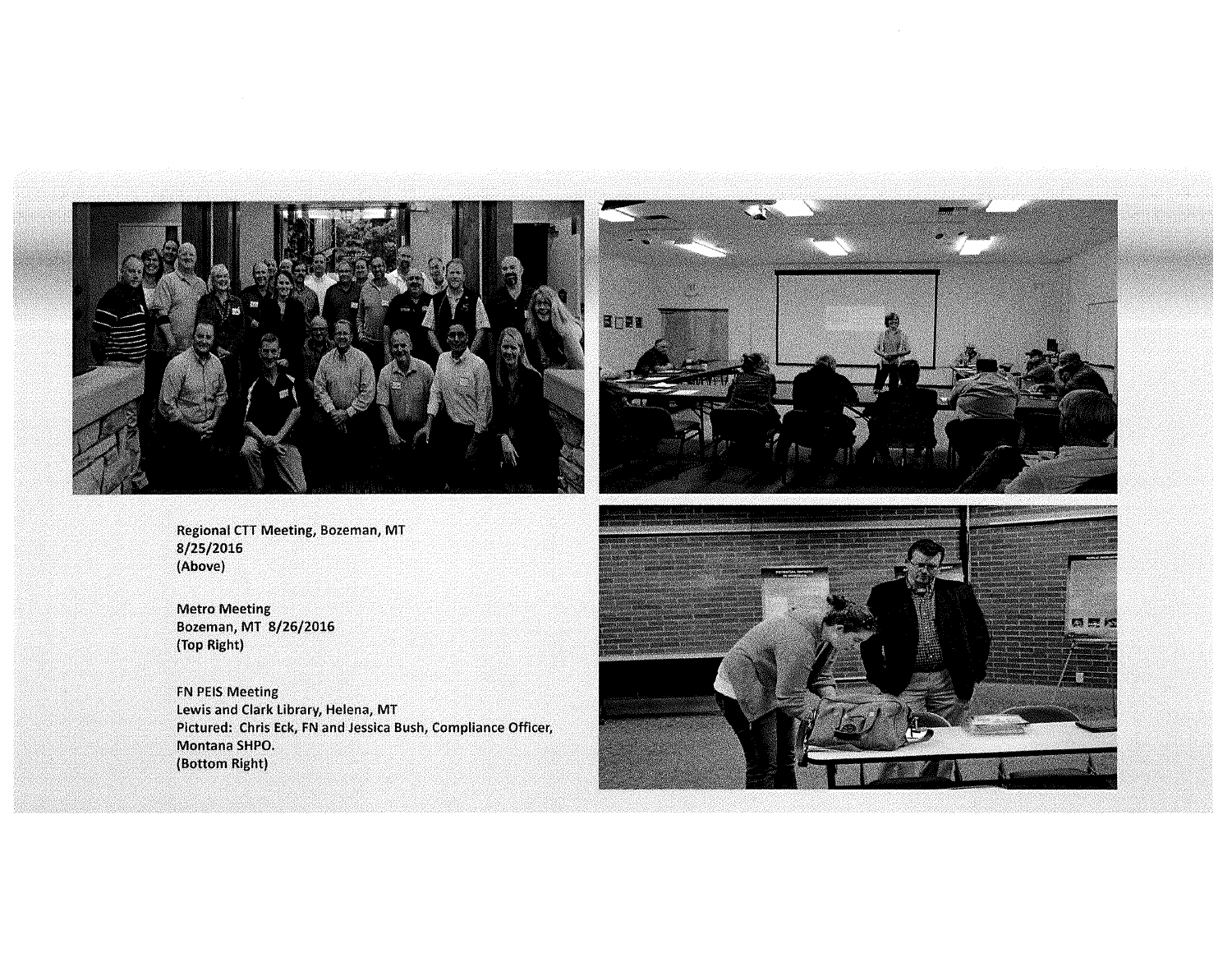Regional CTT Meeting, Bozeman, MT
8/25/2016
(Above)

Metro Meeting
Bozeman, MT 8/26/2016
(Top Right)

FN PEIS Meeting
Lewis and Clark Library, Helena, MT
Pictured: Chris Eck, FN and Jessica Bush, Compliance Officer, Montana SHPO.
(Bottom Right)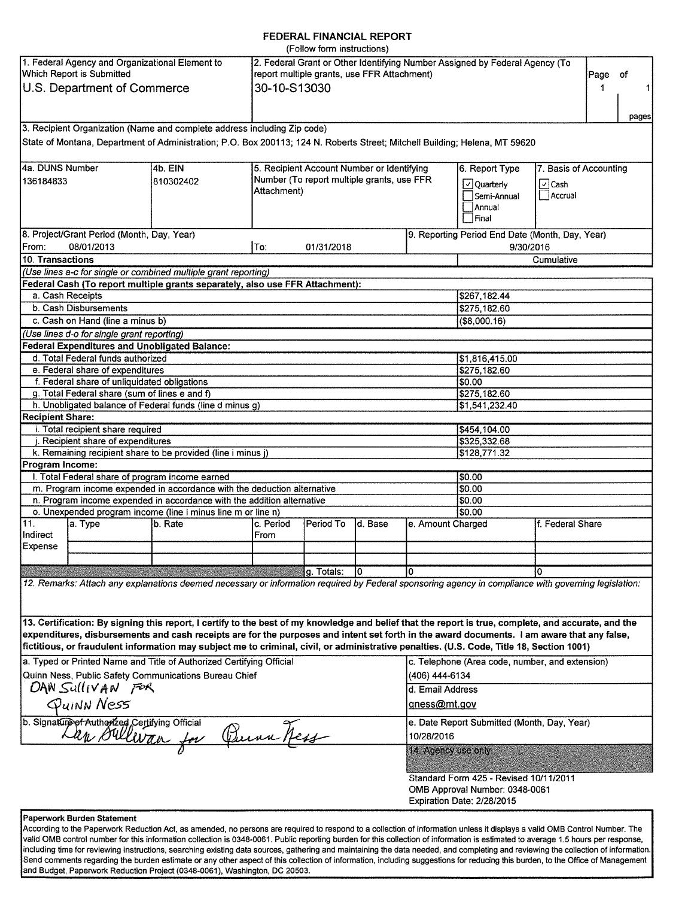# FEDERAL FINANCIAL REPORT

(Follow form instructions)

| | | |
|---|---|---|
| 1. Federal Agency and Organizational Element to Which Report is Submitted<br>U.S. Department of Commerce | 2. Federal Grant or Other Identifying Number Assigned by Federal Agency (To report multiple grants, use FFR Attachment)<br>30-10-S13030 | Page 1 of 1 pages |

3. Recipient Organization (Name and complete address including Zip code)
State of Montana, Department of Administration; P.O. Box 200113; 124 N. Roberts Street; Mitchell Building; Helena, MT 59620

| 4a. DUNS Number | 4b. EIN | 5. Recipient Account Number or Identifying Number (To report multiple grants, use FFR Attachment) | 6. Report Type | 7. Basis of Accounting |
|---|---|---|---|---|
| 136184833 | 810302402 | | ☑ Quarterly<br>☐ Semi-Annual<br>☐ Annual<br>☐ Final | ☑ Cash<br>☐ Accrual |

| 8. Project/Grant Period (Month, Day, Year) | | 9. Reporting Period End Date (Month, Day, Year) |
|---|---|---|
| From: 08/01/2013 | To: 01/31/2018 | 9/30/2016 |

| 10. Transactions | Cumulative |
|---|---|
| *(Use lines a-c for single or combined multiple grant reporting)* | |
| **Federal Cash (To report multiple grants separately, also use FFR Attachment):** | |
| a. Cash Receipts | $267,182.44 |
| b. Cash Disbursements | $275,182.60 |
| c. Cash on Hand (line a minus b) | ($8,000.16) |
| *(Use lines d-o for single grant reporting)* | |
| **Federal Expenditures and Unobligated Balance:** | |
| d. Total Federal funds authorized | $1,816,415.00 |
| e. Federal share of expenditures | $275,182.60 |
| f. Federal share of unliquidated obligations | $0.00 |
| g. Total Federal share (sum of lines e and f) | $275,182.60 |
| h. Unobligated balance of Federal funds (line d minus g) | $1,541,232.40 |
| **Recipient Share:** | |
| i. Total recipient share required | $454,104.00 |
| j. Recipient share of expenditures | $325,332.68 |
| k. Remaining recipient share to be provided (line i minus j) | $128,771.32 |
| **Program Income:** | |
| l. Total Federal share of program income earned | $0.00 |
| m. Program income expended in accordance with the deduction alternative | $0.00 |
| n. Program income expended in accordance with the addition alternative | $0.00 |
| o. Unexpended program income (line l minus line m or line n) | $0.00 |

| 11. Indirect Expense | a. Type | b. Rate | c. Period From | Period To | d. Base | e. Amount Charged | f. Federal Share |
|---|---|---|---|---|---|---|---|
| | | | | | | | |
| | | | | | | | |
| | | | | g. Totals: | 0 | 0 | 0 |

12. Remarks: *Attach any explanations deemed necessary or information required by Federal sponsoring agency in compliance with governing legislation:*

**13. Certification: By signing this report, I certify to the best of my knowledge and belief that the report is true, complete, and accurate, and the expenditures, disbursements and cash receipts are for the purposes and intent set forth in the award documents. I am aware that any false, fictitious, or fraudulent information may subject me to criminal, civil, or administrative penalties. (U.S. Code, Title 18, Section 1001)**

| | |
|---|---|
| a. Typed or Printed Name and Title of Authorized Certifying Official<br>Quinn Ness, Public Safety Communications Bureau Chief<br>DAN SULLIVAN FOR QUINN NESS | c. Telephone (Area code, number, and extension)<br>(406) 444-6134 |
| | d. Email Address<br>qness@mt.gov |
| b. Signature of Authorized Certifying Official<br>Dan Sullivan for Quinn Ness | e. Date Report Submitted (Month, Day, Year)<br>10/28/2016 |
| | 14. Agency use only: |

Standard Form 425 - Revised 10/11/2011
OMB Approval Number: 0348-0061
Expiration Date: 2/28/2015

**Paperwork Burden Statement**
According to the Paperwork Reduction Act, as amended, no persons are required to respond to a collection of information unless it displays a valid OMB Control Number. The valid OMB control number for this information collection is 0348-0061. Public reporting burden for this collection of information is estimated to average 1.5 hours per response, including time for reviewing instructions, searching existing data sources, gathering and maintaining the data needed, and completing and reviewing the collection of information. Send comments regarding the burden estimate or any other aspect of this collection of information, including suggestions for reducing this burden, to the Office of Management and Budget, Paperwork Reduction Project (0348-0061), Washington, DC 20503.